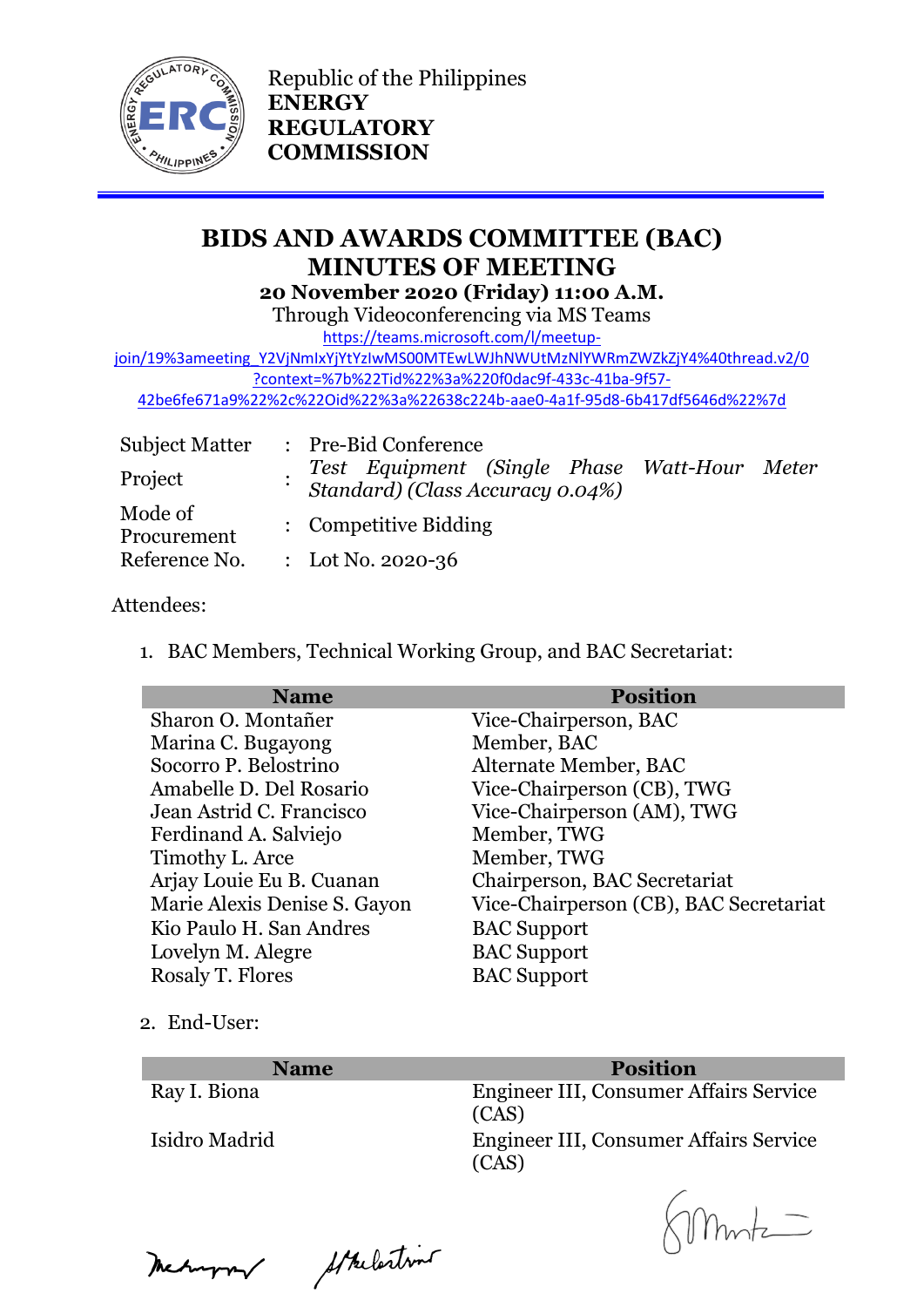Republic of the Philippines
**ENERGY REGULATORY COMMISSION**

# BIDS AND AWARDS COMMITTEE (BAC) MINUTES OF MEETING

**20 November 2020 (Friday) 11:00 A.M.**
Through Videoconferencing via MS Teams
https://teams.microsoft.com/l/meetup-join/19%3ameeting_Y2VjNmIxYjYtYzIwMS00MTEwLWJhNWUtMzNlYWRmZWZkZjY4%40thread.v2/0?context=%7b%22Tid%22%3a%220f0dac9f-433c-41ba-9f57-42be6fe671a9%22%2c%22Oid%22%3a%22638c224b-aae0-4a1f-95d8-6b417df5646d%22%7d

| | | |
|---|---|---|
| Subject Matter | : | Pre-Bid Conference |
| Project | : | *Test Equipment (Single Phase Watt-Hour Meter Standard) (Class Accuracy 0.04%)* |
| Mode of Procurement | : | Competitive Bidding |
| Reference No. | : | Lot No. 2020-36 |

Attendees:

1. BAC Members, Technical Working Group, and BAC Secretariat:

| Name | Position |
|---|---|
| Sharon O. Montañer | Vice-Chairperson, BAC |
| Marina C. Bugayong | Member, BAC |
| Socorro P. Belostrino | Alternate Member, BAC |
| Amabelle D. Del Rosario | Vice-Chairperson (CB), TWG |
| Jean Astrid C. Francisco | Vice-Chairperson (AM), TWG |
| Ferdinand A. Salviejo | Member, TWG |
| Timothy L. Arce | Member, TWG |
| Arjay Louie Eu B. Cuanan | Chairperson, BAC Secretariat |
| Marie Alexis Denise S. Gayon | Vice-Chairperson (CB), BAC Secretariat |
| Kio Paulo H. San Andres | BAC Support |
| Lovelyn M. Alegre | BAC Support |
| Rosaly T. Flores | BAC Support |

2. End-User:

| Name | Position |
|---|---|
| Ray I. Biona | Engineer III, Consumer Affairs Service (CAS) |
| Isidro Madrid | Engineer III, Consumer Affairs Service (CAS) |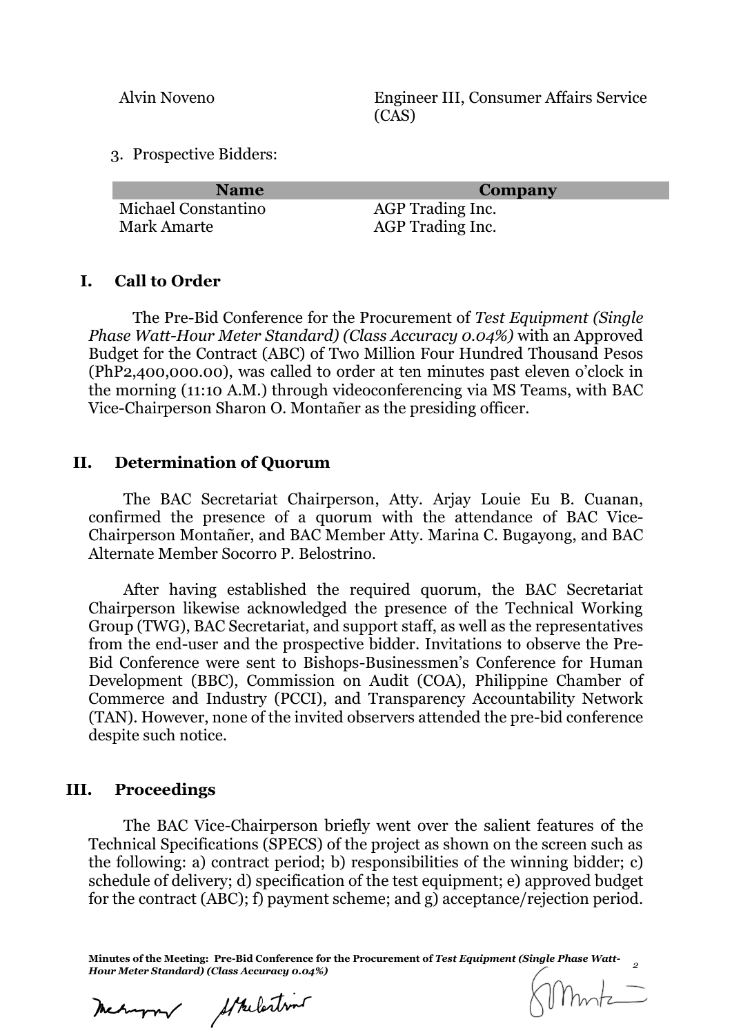| | |
|---|---|
| Alvin Noveno | Engineer III, Consumer Affairs Service (CAS) |

3. Prospective Bidders:

| Name | Company |
|---|---|
| Michael Constantino | AGP Trading Inc. |
| Mark Amarte | AGP Trading Inc. |

## I. Call to Order

The Pre-Bid Conference for the Procurement of *Test Equipment (Single Phase Watt-Hour Meter Standard) (Class Accuracy 0.04%)* with an Approved Budget for the Contract (ABC) of Two Million Four Hundred Thousand Pesos (PhP2,400,000.00), was called to order at ten minutes past eleven o'clock in the morning (11:10 A.M.) through videoconferencing via MS Teams, with BAC Vice-Chairperson Sharon O. Montañer as the presiding officer.

## II. Determination of Quorum

The BAC Secretariat Chairperson, Atty. Arjay Louie Eu B. Cuanan, confirmed the presence of a quorum with the attendance of BAC Vice-Chairperson Montañer, and BAC Member Atty. Marina C. Bugayong, and BAC Alternate Member Socorro P. Belostrino.

After having established the required quorum, the BAC Secretariat Chairperson likewise acknowledged the presence of the Technical Working Group (TWG), BAC Secretariat, and support staff, as well as the representatives from the end-user and the prospective bidder. Invitations to observe the Pre-Bid Conference were sent to Bishops-Businessmen's Conference for Human Development (BBC), Commission on Audit (COA), Philippine Chamber of Commerce and Industry (PCCI), and Transparency Accountability Network (TAN). However, none of the invited observers attended the pre-bid conference despite such notice.

## III. Proceedings

The BAC Vice-Chairperson briefly went over the salient features of the Technical Specifications (SPECS) of the project as shown on the screen such as the following: a) contract period; b) responsibilities of the winning bidder; c) schedule of delivery; d) specification of the test equipment; e) approved budget for the contract (ABC); f) payment scheme; and g) acceptance/rejection period.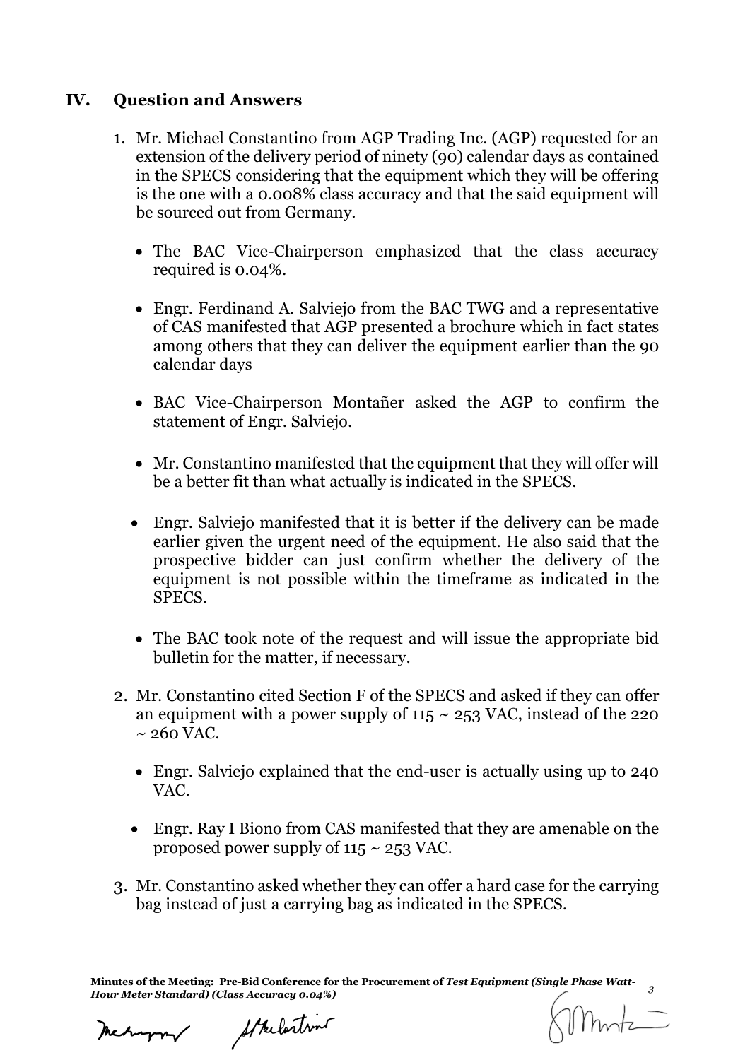## IV. Question and Answers

1. Mr. Michael Constantino from AGP Trading Inc. (AGP) requested for an extension of the delivery period of ninety (90) calendar days as contained in the SPECS considering that the equipment which they will be offering is the one with a 0.008% class accuracy and that the said equipment will be sourced out from Germany.

   - The BAC Vice-Chairperson emphasized that the class accuracy required is 0.04%.
   - Engr. Ferdinand A. Salviejo from the BAC TWG and a representative of CAS manifested that AGP presented a brochure which in fact states among others that they can deliver the equipment earlier than the 90 calendar days
   - BAC Vice-Chairperson Montañer asked the AGP to confirm the statement of Engr. Salviejo.
   - Mr. Constantino manifested that the equipment that they will offer will be a better fit than what actually is indicated in the SPECS.
   - Engr. Salviejo manifested that it is better if the delivery can be made earlier given the urgent need of the equipment. He also said that the prospective bidder can just confirm whether the delivery of the equipment is not possible within the timeframe as indicated in the SPECS.
   - The BAC took note of the request and will issue the appropriate bid bulletin for the matter, if necessary.

2. Mr. Constantino cited Section F of the SPECS and asked if they can offer an equipment with a power supply of 115 ~ 253 VAC, instead of the 220 ~ 260 VAC.

   - Engr. Salviejo explained that the end-user is actually using up to 240 VAC.
   - Engr. Ray I Biono from CAS manifested that they are amenable on the proposed power supply of 115 ~ 253 VAC.

3. Mr. Constantino asked whether they can offer a hard case for the carrying bag instead of just a carrying bag as indicated in the SPECS.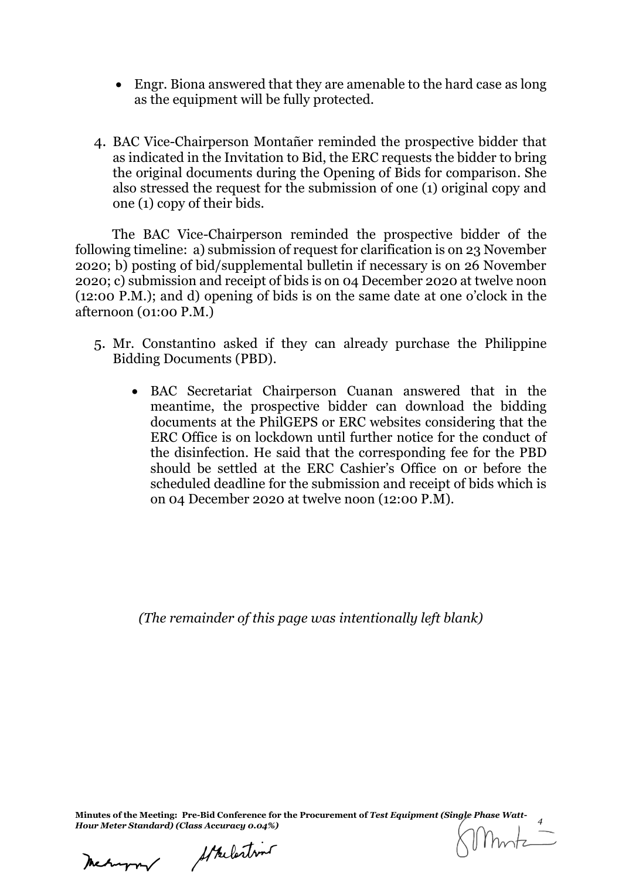- Engr. Biona answered that they are amenable to the hard case as long as the equipment will be fully protected.

4. BAC Vice-Chairperson Montañer reminded the prospective bidder that as indicated in the Invitation to Bid, the ERC requests the bidder to bring the original documents during the Opening of Bids for comparison. She also stressed the request for the submission of one (1) original copy and one (1) copy of their bids.

The BAC Vice-Chairperson reminded the prospective bidder of the following timeline: a) submission of request for clarification is on 23 November 2020; b) posting of bid/supplemental bulletin if necessary is on 26 November 2020; c) submission and receipt of bids is on 04 December 2020 at twelve noon (12:00 P.M.); and d) opening of bids is on the same date at one o'clock in the afternoon (01:00 P.M.)

5. Mr. Constantino asked if they can already purchase the Philippine Bidding Documents (PBD).

   - BAC Secretariat Chairperson Cuanan answered that in the meantime, the prospective bidder can download the bidding documents at the PhilGEPS or ERC websites considering that the ERC Office is on lockdown until further notice for the conduct of the disinfection. He said that the corresponding fee for the PBD should be settled at the ERC Cashier's Office on or before the scheduled deadline for the submission and receipt of bids which is on 04 December 2020 at twelve noon (12:00 P.M).

*(The remainder of this page was intentionally left blank)*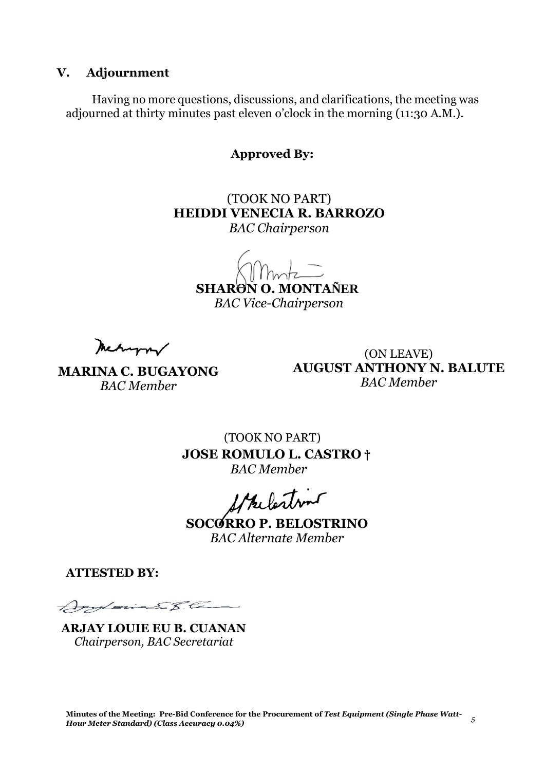## V. Adjournment

Having no more questions, discussions, and clarifications, the meeting was adjourned at thirty minutes past eleven o'clock in the morning (11:30 A.M.).

**Approved By:**

(TOOK NO PART)
**HEIDDI VENECIA R. BARROZO**
*BAC Chairperson*

**SHARON O. MONTAÑER**
*BAC Vice-Chairperson*

**MARINA C. BUGAYONG**
*BAC Member*

(ON LEAVE)
**AUGUST ANTHONY N. BALUTE**
*BAC Member*

(TOOK NO PART)
**JOSE ROMULO L. CASTRO †**
*BAC Member*

**SOCORRO P. BELOSTRINO**
*BAC Alternate Member*

**ATTESTED BY:**

**ARJAY LOUIE EU B. CUANAN**
*Chairperson, BAC Secretariat*